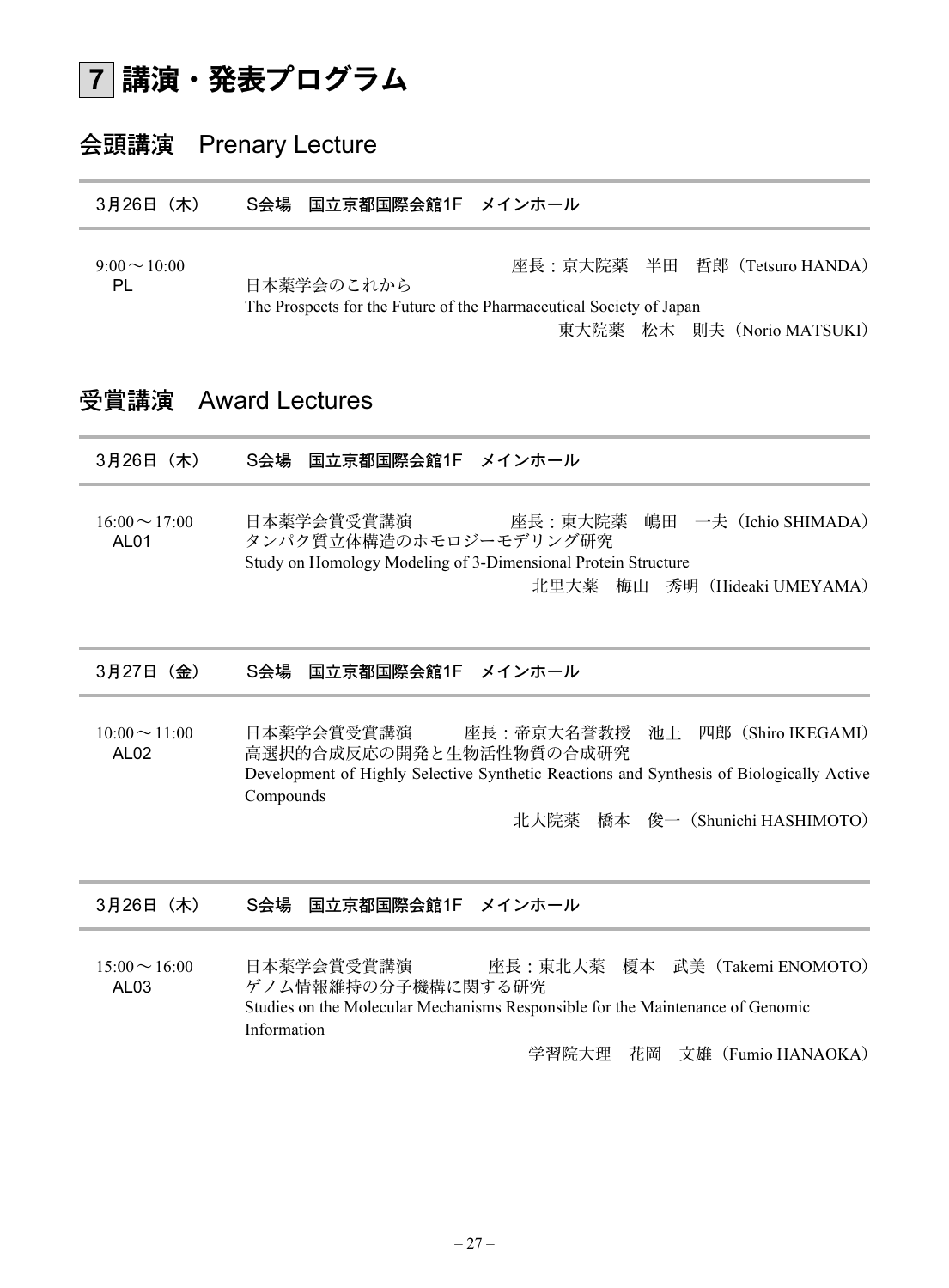# 7 講演・発表プログラム

## 会頭講演　Prenary Lecture

**3月26日（木）　S会場　国立京都国際会館1F　メインホール**

9:00～10:00
PL

座長：京大院薬　半田　哲郎（Tetsuro HANDA）

日本薬学会のこれから
The Prospects for the Future of the Pharmaceutical Society of Japan

東大院薬　松木　則夫（Norio MATSUKI）

## 受賞講演　Award Lectures

**3月26日（木）　S会場　国立京都国際会館1F　メインホール**

16:00～17:00
AL01

日本薬学会賞受賞講演　座長：東大院薬　嶋田　一夫（Ichio SHIMADA）

タンパク質立体構造のホモロジーモデリング研究
Study on Homology Modeling of 3-Dimensional Protein Structure

北里大薬　梅山　秀明（Hideaki UMEYAMA）

**3月27日（金）　S会場　国立京都国際会館1F　メインホール**

10:00～11:00
AL02

日本薬学会賞受賞講演　座長：帝京大名誉教授　池上　四郎（Shiro IKEGAMI）

高選択的合成反応の開発と生物活性物質の合成研究
Development of Highly Selective Synthetic Reactions and Synthesis of Biologically Active Compounds

北大院薬　橋本　俊一（Shunichi HASHIMOTO）

**3月26日（木）　S会場　国立京都国際会館1F　メインホール**

15:00～16:00
AL03

日本薬学会賞受賞講演　座長：東北大薬　榎本　武美（Takemi ENOMOTO）

ゲノム情報維持の分子機構に関する研究
Studies on the Molecular Mechanisms Responsible for the Maintenance of Genomic Information

学習院大理　花岡　文雄（Fumio HANAOKA）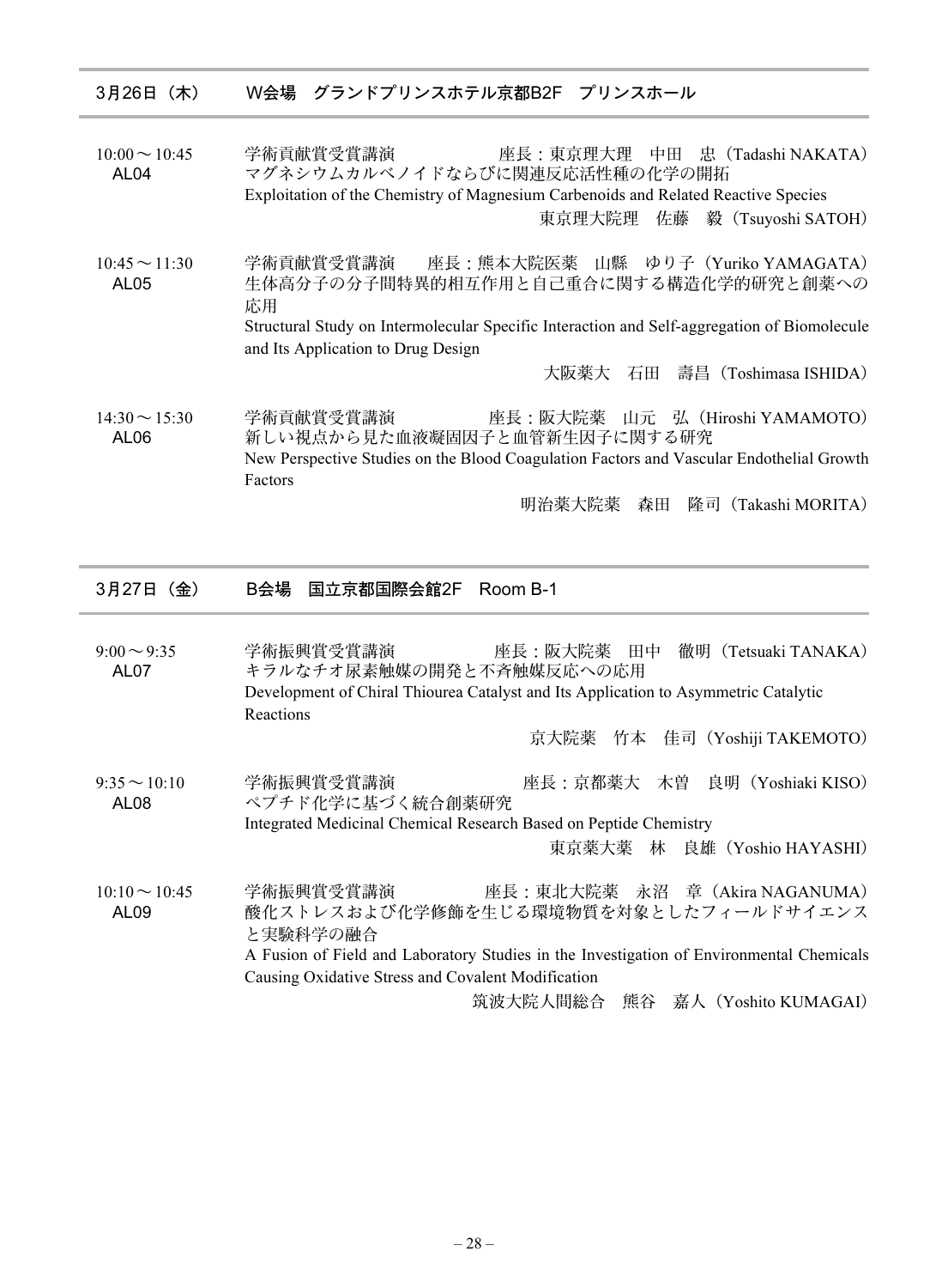## 3月26日（木）　W会場　グランドプリンスホテル京都B2F　プリンスホール

**10:00～10:45**
**AL04**

学術貢献賞受賞講演　　座長：東京理大理　中田　忠（Tadashi NAKATA）

マグネシウムカルベノイドならびに関連反応活性種の化学の開拓

Exploitation of the Chemistry of Magnesium Carbenoids and Related Reactive Species

東京理大院理　佐藤　毅（Tsuyoshi SATOH）

**10:45～11:30**
**AL05**

学術貢献賞受賞講演　　座長：熊本大院医薬　山縣　ゆり子（Yuriko YAMAGATA）

生体高分子の分子間特異的相互作用と自己重合に関する構造化学的研究と創薬への応用

Structural Study on Intermolecular Specific Interaction and Self-aggregation of Biomolecule and Its Application to Drug Design

大阪薬大　石田　壽昌（Toshimasa ISHIDA）

**14:30～15:30**
**AL06**

学術貢献賞受賞講演　　座長：阪大院薬　山元　弘（Hiroshi YAMAMOTO）

新しい視点から見た血液凝固因子と血管新生因子に関する研究

New Perspective Studies on the Blood Coagulation Factors and Vascular Endothelial Growth Factors

明治薬大院薬　森田　隆司（Takashi MORITA）

## 3月27日（金）　B会場　国立京都国際会館2F　Room B-1

**9:00～9:35**
**AL07**

学術振興賞受賞講演　　座長：阪大院薬　田中　徹明（Tetsuaki TANAKA）

キラルなチオ尿素触媒の開発と不斉触媒反応への応用

Development of Chiral Thiourea Catalyst and Its Application to Asymmetric Catalytic Reactions

京大院薬　竹本　佳司（Yoshiji TAKEMOTO）

**9:35～10:10**
**AL08**

学術振興賞受賞講演　　座長：京都薬大　木曽　良明（Yoshiaki KISO）

ペプチド化学に基づく統合創薬研究

Integrated Medicinal Chemical Research Based on Peptide Chemistry

東京薬大薬　林　良雄（Yoshio HAYASHI）

**10:10～10:45**
**AL09**

学術振興賞受賞講演　　座長：東北大院薬　永沼　章（Akira NAGANUMA）

酸化ストレスおよび化学修飾を生じる環境物質を対象としたフィールドサイエンスと実験科学の融合

A Fusion of Field and Laboratory Studies in the Investigation of Environmental Chemicals Causing Oxidative Stress and Covalent Modification

筑波大院人間総合　熊谷　嘉人（Yoshito KUMAGAI）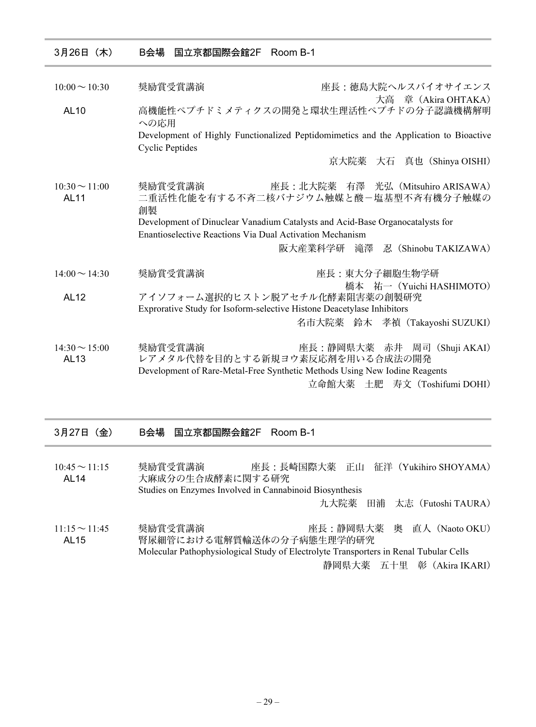## 3月26日（木）　B会場　国立京都国際会館2F　Room B-1

**10:00～10:30**
**AL10**

奨励賞受賞講演　　座長：徳島大院ヘルスバイオサイエンス　大高　章（Akira OHTAKA）

高機能性ペプチドミメティクスの開発と環状生理活性ペプチドの分子認識機構解明への応用

Development of Highly Functionalized Peptidomimetics and the Application to Bioactive Cyclic Peptides

京大院薬　大石　真也（Shinya OISHI）

**10:30～11:00**
**AL11**

奨励賞受賞講演　　座長：北大院薬　有澤　光弘（Mitsuhiro ARISAWA）

二重活性化能を有する不斉二核バナジウム触媒と酸－塩基型不斉有機分子触媒の創製

Development of Dinuclear Vanadium Catalysts and Acid-Base Organocatalysts for Enantioselective Reactions Via Dual Activation Mechanism

阪大産業科学研　滝澤　忍（Shinobu TAKIZAWA）

**14:00～14:30**
**AL12**

奨励賞受賞講演　　座長：東大分子細胞生物学研　橋本　祐一（Yuichi HASHIMOTO）

アイソフォーム選択的ヒストン脱アセチル化酵素阻害薬の創製研究

Exprorative Study for Isoform-selective Histone Deacetylase Inhibitors

名市大院薬　鈴木　孝禎（Takayoshi SUZUKI）

**14:30～15:00**
**AL13**

奨励賞受賞講演　　座長：静岡県大薬　赤井　周司（Shuji AKAI）

レアメタル代替を目的とする新規ヨウ素反応剤を用いる合成法の開発

Development of Rare-Metal-Free Synthetic Methods Using New Iodine Reagents

立命館大薬　土肥　寿文（Toshifumi DOHI）

## 3月27日（金）　B会場　国立京都国際会館2F　Room B-1

**10:45～11:15**
**AL14**

奨励賞受賞講演　　座長：長崎国際大薬　正山　征洋（Yukihiro SHOYAMA）

大麻成分の生合成酵素に関する研究

Studies on Enzymes Involved in Cannabinoid Biosynthesis

九大院薬　田浦　太志（Futoshi TAURA）

**11:15～11:45**
**AL15**

奨励賞受賞講演　　座長：静岡県大薬　奥　直人（Naoto OKU）

腎尿細管における電解質輸送体の分子病態生理学的研究

Molecular Pathophysiological Study of Electrolyte Transporters in Renal Tubular Cells

静岡県大薬　五十里　彰（Akira IKARI）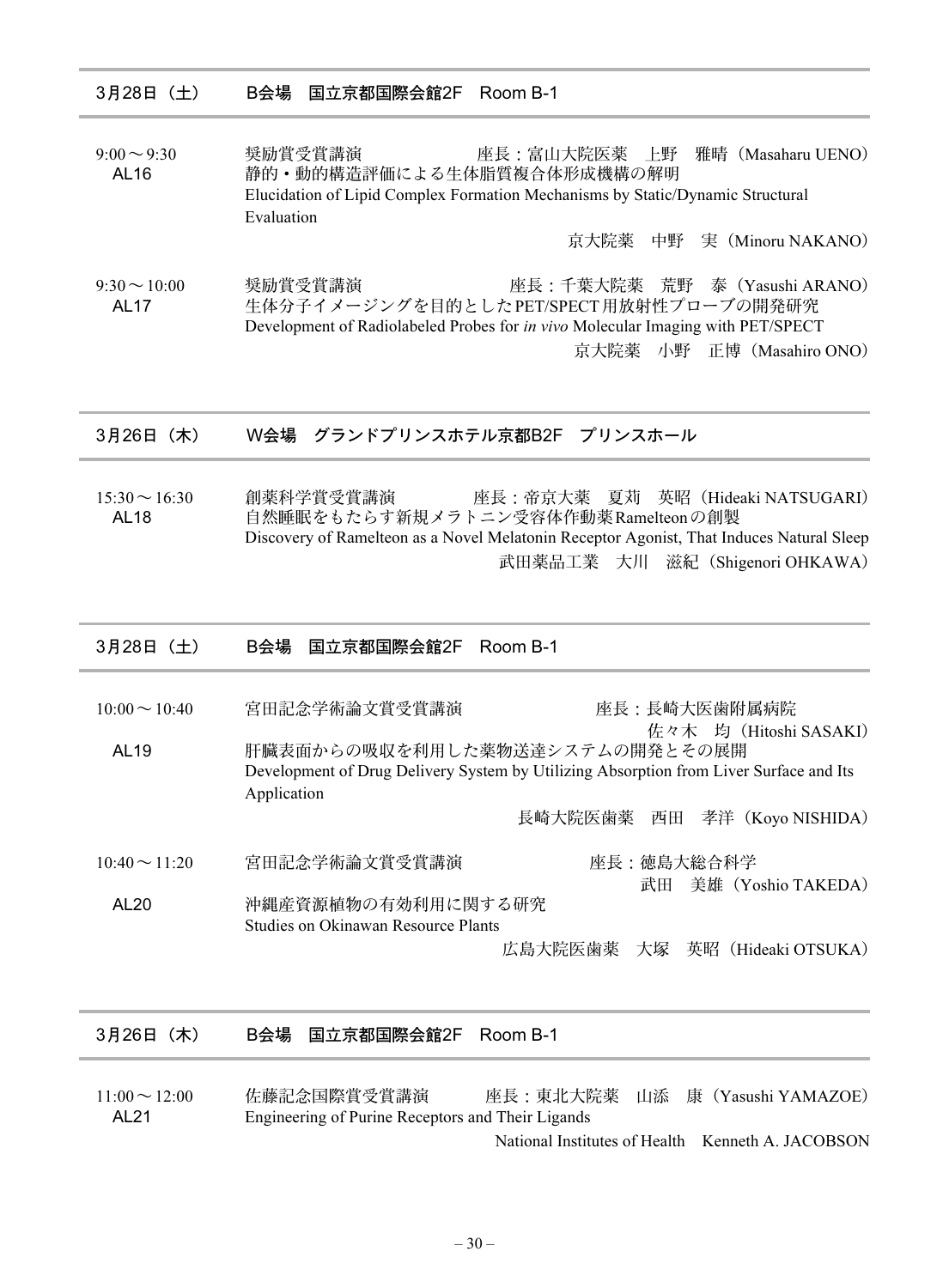## 3月28日（土）　B会場　国立京都国際会館2F　Room B-1

9:00～9:30　AL16

奨励賞受賞講演　座長：富山大院医薬　上野　雅晴（Masaharu UENO）

静的・動的構造評価による生体脂質複合体形成機構の解明

Elucidation of Lipid Complex Formation Mechanisms by Static/Dynamic Structural Evaluation

京大院薬　中野　実（Minoru NAKANO）

9:30～10:00　AL17

奨励賞受賞講演　座長：千葉大院薬　荒野　泰（Yasushi ARANO）

生体分子イメージングを目的としたPET/SPECT用放射性プローブの開発研究

Development of Radiolabeled Probes for *in vivo* Molecular Imaging with PET/SPECT

京大院薬　小野　正博（Masahiro ONO）

## 3月26日（木）　W会場　グランドプリンスホテル京都B2F　プリンスホール

15:30～16:30　AL18

創薬科学賞受賞講演　座長：帝京大薬　夏苅　英昭（Hideaki NATSUGARI）

自然睡眠をもたらす新規メラトニン受容体作動薬Ramelteonの創製

Discovery of Ramelteon as a Novel Melatonin Receptor Agonist, That Induces Natural Sleep

武田薬品工業　大川　滋紀（Shigenori OHKAWA）

## 3月28日（土）　B会場　国立京都国際会館2F　Room B-1

10:00～10:40　AL19

宮田記念学術論文賞受賞講演　座長：長崎大医歯附属病院　佐々木　均（Hitoshi SASAKI）

肝臓表面からの吸収を利用した薬物送達システムの開発とその展開

Development of Drug Delivery System by Utilizing Absorption from Liver Surface and Its Application

長崎大院医歯薬　西田　孝洋（Koyo NISHIDA）

10:40～11:20　AL20

宮田記念学術論文賞受賞講演　座長：徳島大総合科学　武田　美雄（Yoshio TAKEDA）

沖縄産資源植物の有効利用に関する研究

Studies on Okinawan Resource Plants

広島大院医歯薬　大塚　英昭（Hideaki OTSUKA）

## 3月26日（木）　B会場　国立京都国際会館2F　Room B-1

11:00～12:00　AL21

佐藤記念国際賞受賞講演　座長：東北大院薬　山添　康（Yasushi YAMAZOE）

Engineering of Purine Receptors and Their Ligands

National Institutes of Health　Kenneth A. JACOBSON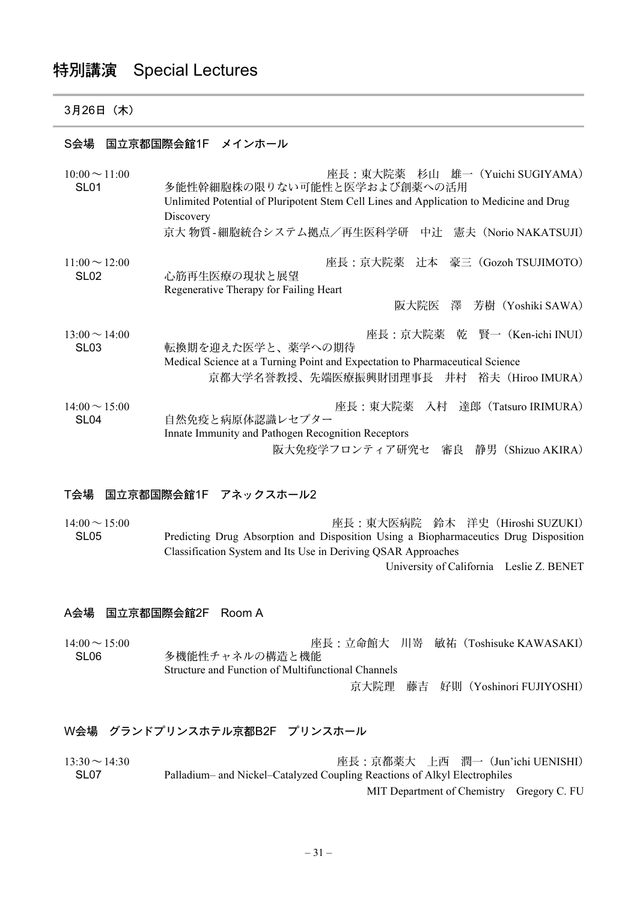# 特別講演　Special Lectures

## 3月26日（木）

### S会場　国立京都国際会館1F　メインホール

10:00～11:00　SL01

座長：東大院薬　杉山　雄一（Yuichi SUGIYAMA）

多能性幹細胞株の限りない可能性と医学および創薬への活用

Unlimited Potential of Pluripotent Stem Cell Lines and Application to Medicine and Drug Discovery

京大 物質-細胞統合システム拠点／再生医科学研　中辻　憲夫（Norio NAKATSUJI）

11:00～12:00　SL02

座長：京大院薬　辻本　豪三（Gozoh TSUJIMOTO）

心筋再生医療の現状と展望

Regenerative Therapy for Failing Heart

阪大院医　澤　芳樹（Yoshiki SAWA）

13:00～14:00　SL03

座長：京大院薬　乾　賢一（Ken-ichi INUI）

転換期を迎えた医学と、薬学への期待

Medical Science at a Turning Point and Expectation to Pharmaceutical Science

京都大学名誉教授、先端医療振興財団理事長　井村　裕夫（Hiroo IMURA）

14:00～15:00　SL04

座長：東大院薬　入村　達郎（Tatsuro IRIMURA）

自然免疫と病原体認識レセプター

Innate Immunity and Pathogen Recognition Receptors

阪大免疫学フロンティア研究セ　審良　静男（Shizuo AKIRA）

### T会場　国立京都国際会館1F　アネックスホール2

14:00～15:00　SL05

座長：東大医病院　鈴木　洋史（Hiroshi SUZUKI）

Predicting Drug Absorption and Disposition Using a Biopharmaceutics Drug Disposition Classification System and Its Use in Deriving QSAR Approaches

University of California　Leslie Z. BENET

### A会場　国立京都国際会館2F　Room A

14:00～15:00　SL06

座長：立命館大　川嵜　敏祐（Toshisuke KAWASAKI）

多機能性チャネルの構造と機能

Structure and Function of Multifunctional Channels

京大院理　藤吉　好則（Yoshinori FUJIYOSHI）

### W会場　グランドプリンスホテル京都B2F　プリンスホール

13:30～14:30　SL07

座長：京都薬大　上西　潤一（Jun'ichi UENISHI）

Palladium– and Nickel–Catalyzed Coupling Reactions of Alkyl Electrophiles

MIT Department of Chemistry　Gregory C. FU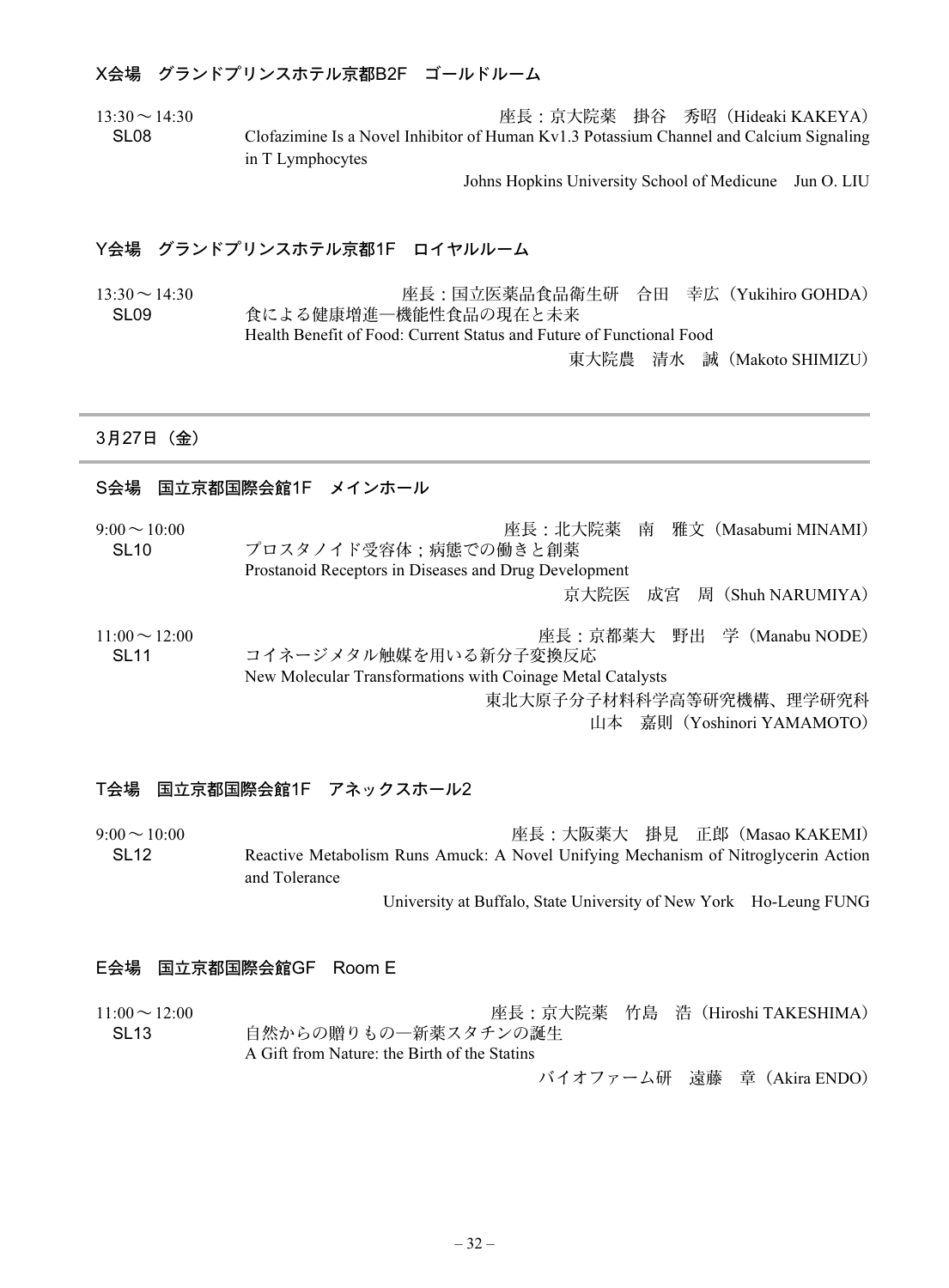## X会場　グランドプリンスホテル京都B2F　ゴールドルーム

13:30～14:30　座長：京大院薬　掛谷　秀昭（Hideaki KAKEYA）

**SL08**　Clofazimine Is a Novel Inhibitor of Human Kv1.3 Potassium Channel and Calcium Signaling in T Lymphocytes

Johns Hopkins University School of Medicune　Jun O. LIU

## Y会場　グランドプリンスホテル京都1F　ロイヤルルーム

13:30～14:30　座長：国立医薬品食品衛生研　合田　幸広（Yukihiro GOHDA）

**SL09**　食による健康増進―機能性食品の現在と未来

Health Benefit of Food: Current Status and Future of Functional Food

東大院農　清水　誠（Makoto SHIMIZU）

---

# 3月27日（金）

---

## S会場　国立京都国際会館1F　メインホール

9:00～10:00　座長：北大院薬　南　雅文（Masabumi MINAMI）

**SL10**　プロスタノイド受容体；病態での働きと創薬

Prostanoid Receptors in Diseases and Drug Development

京大院医　成宮　周（Shuh NARUMIYA）

11:00～12:00　座長：京都薬大　野出　学（Manabu NODE）

**SL11**　コイネージメタル触媒を用いる新分子変換反応

New Molecular Transformations with Coinage Metal Catalysts

東北大原子分子材料科学高等研究機構、理学研究科

山本　嘉則（Yoshinori YAMAMOTO）

## T会場　国立京都国際会館1F　アネックスホール2

9:00～10:00　座長：大阪薬大　掛見　正郎（Masao KAKEMI）

**SL12**　Reactive Metabolism Runs Amuck: A Novel Unifying Mechanism of Nitroglycerin Action and Tolerance

University at Buffalo, State University of New York　Ho-Leung FUNG

## E会場　国立京都国際会館GF　Room E

11:00～12:00　座長：京大院薬　竹島　浩（Hiroshi TAKESHIMA）

**SL13**　自然からの贈りもの―新薬スタチンの誕生

A Gift from Nature: the Birth of the Statins

バイオファーム研　遠藤　章（Akira ENDO）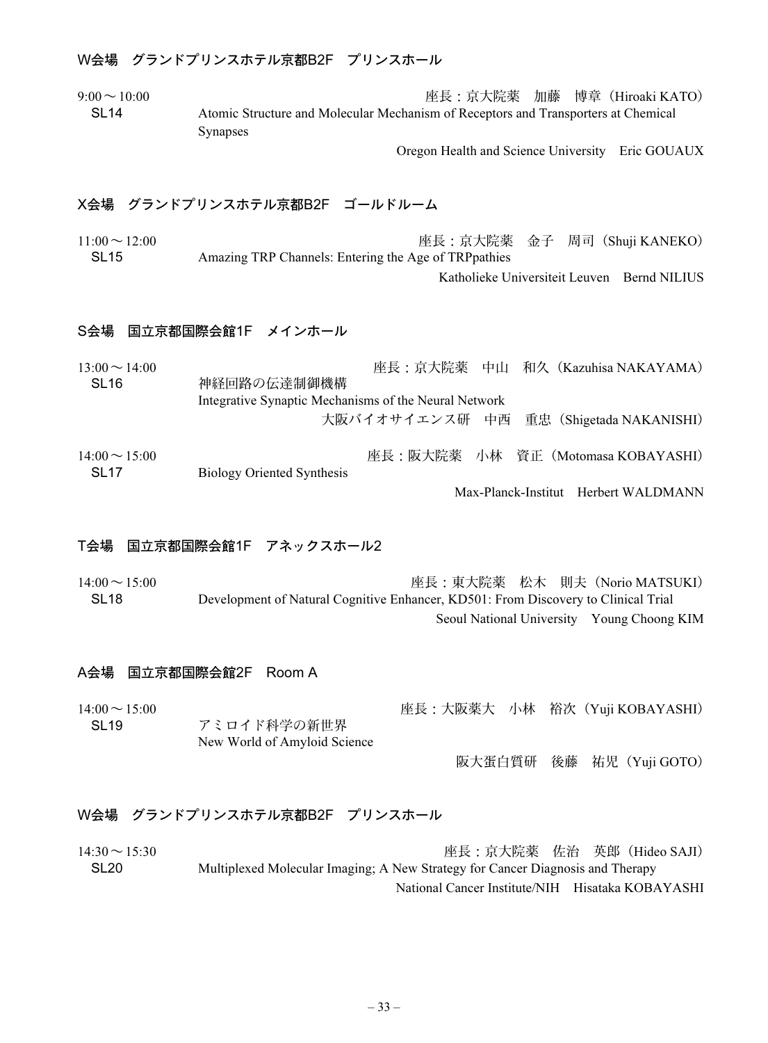## W会場　グランドプリンスホテル京都B2F　プリンスホール

9:00～10:00　　座長：京大院薬　加藤　博章（Hiroaki KATO）

**SL14**　Atomic Structure and Molecular Mechanism of Receptors and Transporters at Chemical Synapses

Oregon Health and Science University　Eric GOUAUX

## X会場　グランドプリンスホテル京都B2F　ゴールドルーム

11:00～12:00　　座長：京大院薬　金子　周司（Shuji KANEKO）

**SL15**　Amazing TRP Channels: Entering the Age of TRPpathies

Katholieke Universiteit Leuven　Bernd NILIUS

## S会場　国立京都国際会館1F　メインホール

13:00～14:00　　座長：京大院薬　中山　和久（Kazuhisa NAKAYAMA）

**SL16**　神経回路の伝達制御機構
Integrative Synaptic Mechanisms of the Neural Network

大阪バイオサイエンス研　中西　重忠（Shigetada NAKANISHI）

14:00～15:00　　座長：阪大院薬　小林　資正（Motomasa KOBAYASHI）

**SL17**　Biology Oriented Synthesis

Max-Planck-Institut　Herbert WALDMANN

## T会場　国立京都国際会館1F　アネックスホール2

14:00～15:00　　座長：東大院薬　松木　則夫（Norio MATSUKI）

**SL18**　Development of Natural Cognitive Enhancer, KD501: From Discovery to Clinical Trial

Seoul National University　Young Choong KIM

## A会場　国立京都国際会館2F　Room A

14:00～15:00　　座長：大阪薬大　小林　裕次（Yuji KOBAYASHI）

**SL19**　アミロイド科学の新世界
New World of Amyloid Science

阪大蛋白質研　後藤　祐児（Yuji GOTO）

## W会場　グランドプリンスホテル京都B2F　プリンスホール

14:30～15:30　　座長：京大院薬　佐治　英郎（Hideo SAJI）

**SL20**　Multiplexed Molecular Imaging; A New Strategy for Cancer Diagnosis and Therapy

National Cancer Institute/NIH　Hisataka KOBAYASHI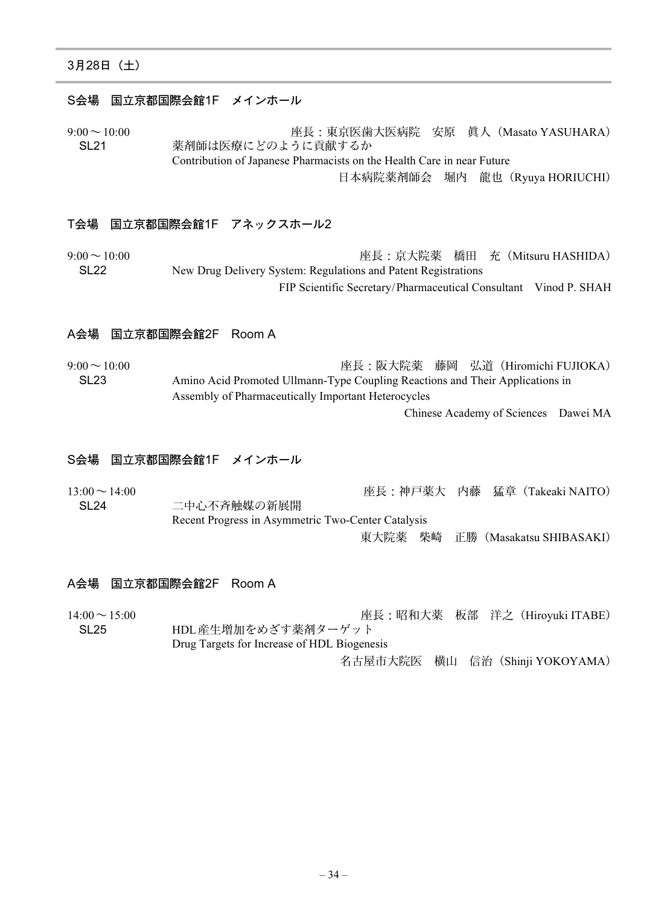## 3月28日（土）

### S会場　国立京都国際会館1F　メインホール

9:00～10:00　SL21

座長：東京医歯大医病院　安原　眞人（Masato YASUHARA）

薬剤師は医療にどのように貢献するか
Contribution of Japanese Pharmacists on the Health Care in near Future

日本病院薬剤師会　堀内　龍也（Ryuya HORIUCHI）

### T会場　国立京都国際会館1F　アネックスホール2

9:00～10:00　SL22

座長：京大院薬　橋田　充（Mitsuru HASHIDA）

New Drug Delivery System: Regulations and Patent Registrations

FIP Scientific Secretary/Pharmaceutical Consultant　Vinod P. SHAH

### A会場　国立京都国際会館2F　Room A

9:00～10:00　SL23

座長：阪大院薬　藤岡　弘道（Hiromichi FUJIOKA）

Amino Acid Promoted Ullmann-Type Coupling Reactions and Their Applications in Assembly of Pharmaceutically Important Heterocycles

Chinese Academy of Sciences　Dawei MA

### S会場　国立京都国際会館1F　メインホール

13:00～14:00　SL24

座長：神戸薬大　内藤　猛章（Takeaki NAITO）

二中心不斉触媒の新展開
Recent Progress in Asymmetric Two-Center Catalysis

東大院薬　柴崎　正勝（Masakatsu SHIBASAKI）

### A会場　国立京都国際会館2F　Room A

14:00～15:00　SL25

座長：昭和大薬　板部　洋之（Hiroyuki ITABE）

HDL産生増加をめざす薬剤ターゲット
Drug Targets for Increase of HDL Biogenesis

名古屋市大院医　横山　信治（Shinji YOKOYAMA）